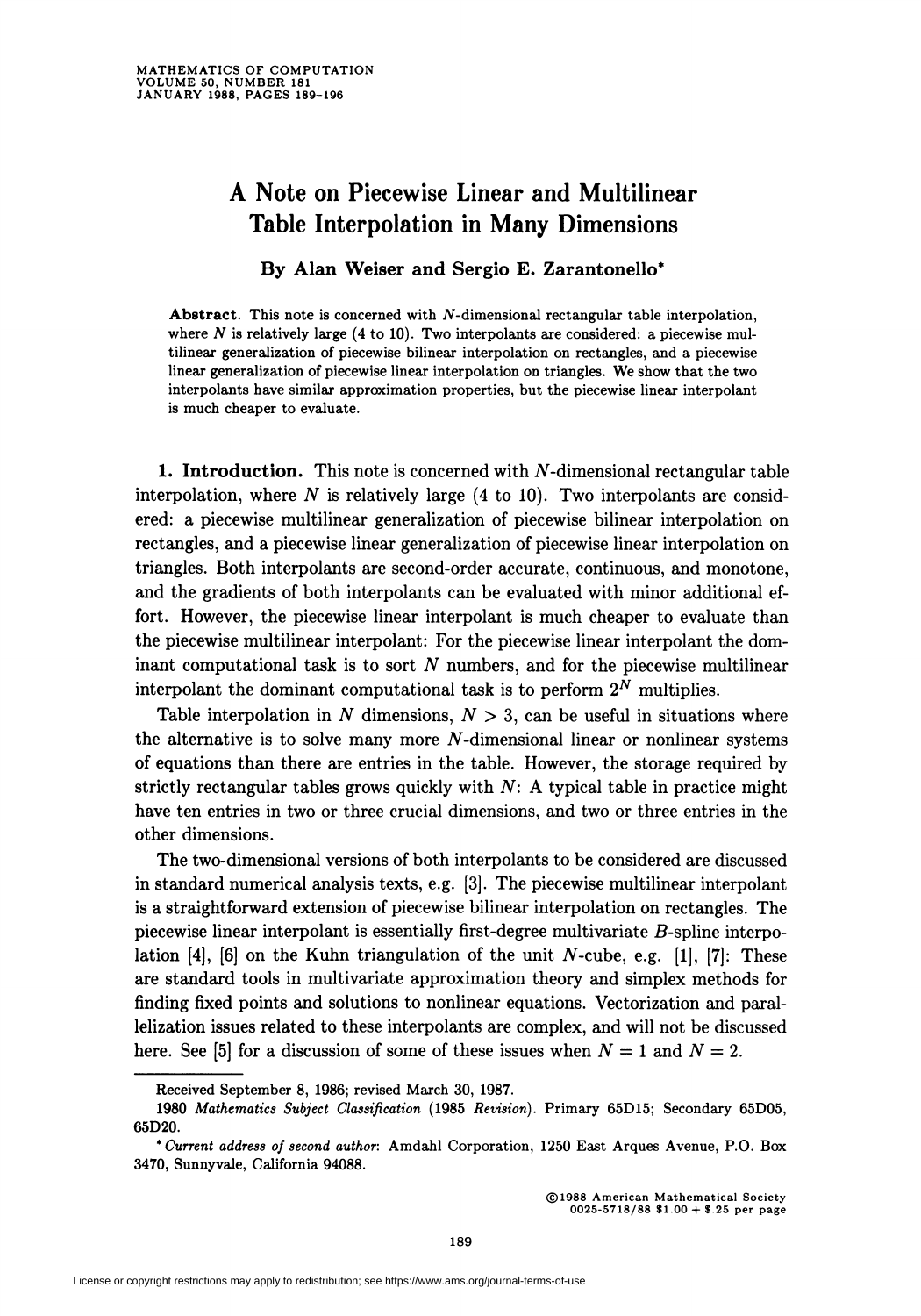# A Note on Piecewise Linear and Multilinear Table Interpolation in Many Dimensions

**By Alan Weiser and Sergio E. Zarantonello***

**Abstract.** This note is concerned with $N$-dimensional rectangular table interpolation, where $N$ is relatively large (4 to 10). Two interpolants are considered: a piecewise multilinear generalization of piecewise bilinear interpolation on rectangles, and a piecewise linear generalization of piecewise linear interpolation on triangles. We show that the two interpolants have similar approximation properties, but the piecewise linear interpolant is much cheaper to evaluate.

**1. Introduction.** This note is concerned with $N$-dimensional rectangular table interpolation, where $N$ is relatively large (4 to 10). Two interpolants are considered: a piecewise multilinear generalization of piecewise bilinear interpolation on rectangles, and a piecewise linear generalization of piecewise linear interpolation on triangles. Both interpolants are second-order accurate, continuous, and monotone, and the gradients of both interpolants can be evaluated with minor additional effort. However, the piecewise linear interpolant is much cheaper to evaluate than the piecewise multilinear interpolant: For the piecewise linear interpolant the dominant computational task is to sort $N$ numbers, and for the piecewise multilinear interpolant the dominant computational task is to perform $2^N$ multiplies.

Table interpolation in $N$ dimensions, $N > 3$, can be useful in situations where the alternative is to solve many more $N$-dimensional linear or nonlinear systems of equations than there are entries in the table. However, the storage required by strictly rectangular tables grows quickly with $N$: A typical table in practice might have ten entries in two or three crucial dimensions, and two or three entries in the other dimensions.

The two-dimensional versions of both interpolants to be considered are discussed in standard numerical analysis texts, e.g. [3]. The piecewise multilinear interpolant is a straightforward extension of piecewise bilinear interpolation on rectangles. The piecewise linear interpolant is essentially first-degree multivariate $B$-spline interpolation [4], [6] on the Kuhn triangulation of the unit $N$-cube, e.g. [1], [7]: These are standard tools in multivariate approximation theory and simplex methods for finding fixed points and solutions to nonlinear equations. Vectorization and parallelization issues related to these interpolants are complex, and will not be discussed here. See [5] for a discussion of some of these issues when $N = 1$ and $N = 2$.

---

Received September 8, 1986; revised March 30, 1987.

1980 *Mathematics Subject Classification* (1985 *Revision*). Primary 65D15; Secondary 65D05, 65D20.

* *Current address of second author*: Amdahl Corporation, 1250 East Arques Avenue, P.O. Box 3470, Sunnyvale, California 94088.

©1988 American Mathematical Society
0025-5718/88 $1.00 + $.25 per page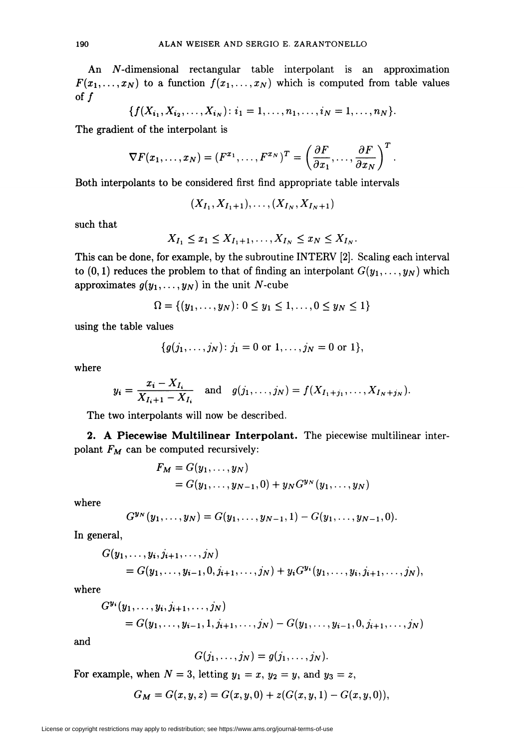An $N$-dimensional rectangular table interpolant is an approximation $F(x_1, \ldots, x_N)$ to a function $f(x_1, \ldots, x_N)$ which is computed from table values of $f$

$$\{f(X_{i_1}, X_{i_2}, \ldots, X_{i_N}) : i_1 = 1, \ldots, n_1, \ldots, i_N = 1, \ldots, n_N\}.$$

The gradient of the interpolant is

$$\nabla F(x_1, \ldots, x_N) = (F^{x_1}, \ldots, F^{x_N})^T = \left(\frac{\partial F}{\partial x_1}, \ldots, \frac{\partial F}{\partial x_N}\right)^T.$$

Both interpolants to be considered first find appropriate table intervals

$$(X_{I_1}, X_{I_1+1}), \ldots, (X_{I_N}, X_{I_N+1})$$

such that

$$X_{I_1} \leq x_1 \leq X_{I_1+1}, \ldots, X_{I_N} \leq x_N \leq X_{I_N}.$$

This can be done, for example, by the subroutine INTERV [2]. Scaling each interval to $(0,1)$ reduces the problem to that of finding an interpolant $G(y_1, \ldots, y_N)$ which approximates $g(y_1, \ldots, y_N)$ in the unit $N$-cube

$$\Omega = \{(y_1, \ldots, y_N) : 0 \leq y_1 \leq 1, \ldots, 0 \leq y_N \leq 1\}$$

using the table values

$$\{g(j_1, \ldots, j_N) : j_1 = 0 \text{ or } 1, \ldots, j_N = 0 \text{ or } 1\},$$

where

$$y_i = \frac{x_i - X_{I_i}}{X_{I_i+1} - X_{I_i}} \quad \text{and} \quad g(j_1, \ldots, j_N) = f(X_{I_1+j_1}, \ldots, X_{I_N+j_N}).$$

The two interpolants will now be described.

**2. A Piecewise Multilinear Interpolant.** The piecewise multilinear interpolant $F_M$ can be computed recursively:

$$\begin{aligned} F_M &= G(y_1, \ldots, y_N) \\ &= G(y_1, \ldots, y_{N-1}, 0) + y_N G^{y_N}(y_1, \ldots, y_N) \end{aligned}$$

where

$$G^{y_N}(y_1, \ldots, y_N) = G(y_1, \ldots, y_{N-1}, 1) - G(y_1, \ldots, y_{N-1}, 0).$$

In general,

$$\begin{aligned} &G(y_1, \ldots, y_i, j_{i+1}, \ldots, j_N) \\ &\quad = G(y_1, \ldots, y_{i-1}, 0, j_{i+1}, \ldots, j_N) + y_i G^{y_i}(y_1, \ldots, y_i, j_{i+1}, \ldots, j_N), \end{aligned}$$

where

$$\begin{aligned} &G^{y_i}(y_1, \ldots, y_i, j_{i+1}, \ldots, j_N) \\ &\quad = G(y_1, \ldots, y_{i-1}, 1, j_{i+1}, \ldots, j_N) - G(y_1, \ldots, y_{i-1}, 0, j_{i+1}, \ldots, j_N) \end{aligned}$$

and

$$G(j_1, \ldots, j_N) = g(j_1, \ldots, j_N).$$

For example, when $N = 3$, letting $y_1 = x$, $y_2 = y$, and $y_3 = z$,

$$G_M = G(x, y, z) = G(x, y, 0) + z(G(x, y, 1) - G(x, y, 0)),$$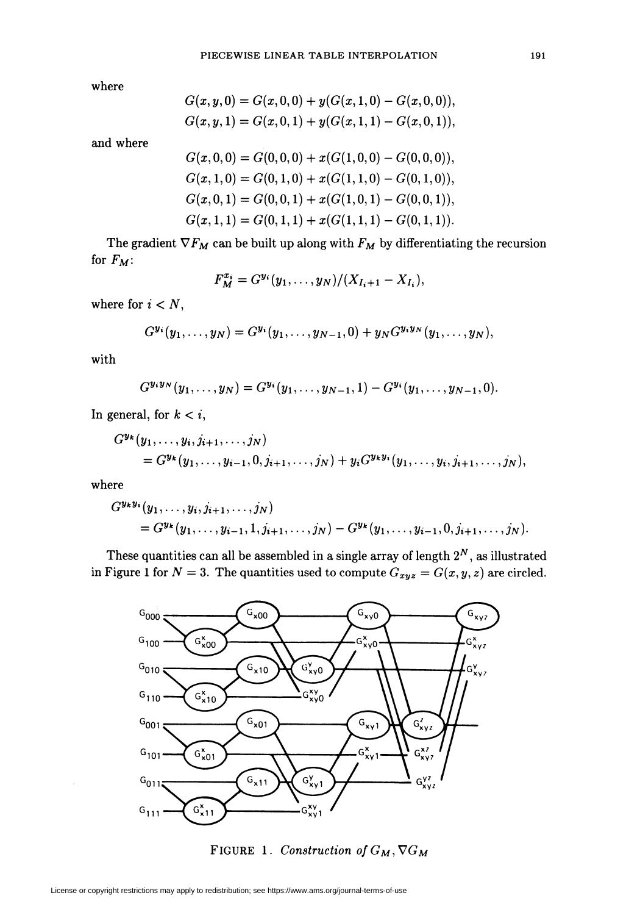where

$$G(x,y,0) = G(x,0,0) + y(G(x,1,0) - G(x,0,0)),$$
$$G(x,y,1) = G(x,0,1) + y(G(x,1,1) - G(x,0,1)),$$

and where

$$G(x,0,0) = G(0,0,0) + x(G(1,0,0) - G(0,0,0)),$$
$$G(x,1,0) = G(0,1,0) + x(G(1,1,0) - G(0,1,0)),$$
$$G(x,0,1) = G(0,0,1) + x(G(1,0,1) - G(0,0,1)),$$
$$G(x,1,1) = G(0,1,1) + x(G(1,1,1) - G(0,1,1)).$$

The gradient $\nabla F_M$ can be built up along with $F_M$ by differentiating the recursion for $F_M$:

$$F_M^{x_i} = G^{y_i}(y_1, \ldots, y_N)/(X_{I_i+1} - X_{I_i}),$$

where for $i < N$,

$$G^{y_i}(y_1, \ldots, y_N) = G^{y_i}(y_1, \ldots, y_{N-1}, 0) + y_N G^{y_i y_N}(y_1, \ldots, y_N),$$

with

$$G^{y_i y_N}(y_1, \ldots, y_N) = G^{y_i}(y_1, \ldots, y_{N-1}, 1) - G^{y_i}(y_1, \ldots, y_{N-1}, 0).$$

In general, for $k < i$,

$$G^{y_k}(y_1, \ldots, y_i, j_{i+1}, \ldots, j_N)$$
$$= G^{y_k}(y_1, \ldots, y_{i-1}, 0, j_{i+1}, \ldots, j_N) + y_i G^{y_k y_i}(y_1, \ldots, y_i, j_{i+1}, \ldots, j_N),$$

where

$$G^{y_k y_i}(y_1, \ldots, y_i, j_{i+1}, \ldots, j_N)$$
$$= G^{y_k}(y_1, \ldots, y_{i-1}, 1, j_{i+1}, \ldots, j_N) - G^{y_k}(y_1, \ldots, y_{i-1}, 0, j_{i+1}, \ldots, j_N).$$

These quantities can all be assembled in a single array of length $2^N$, as illustrated in Figure 1 for $N = 3$. The quantities used to compute $G_{xyz} = G(x,y,z)$ are circled.

FIGURE 1. *Construction of* $G_M, \nabla G_M$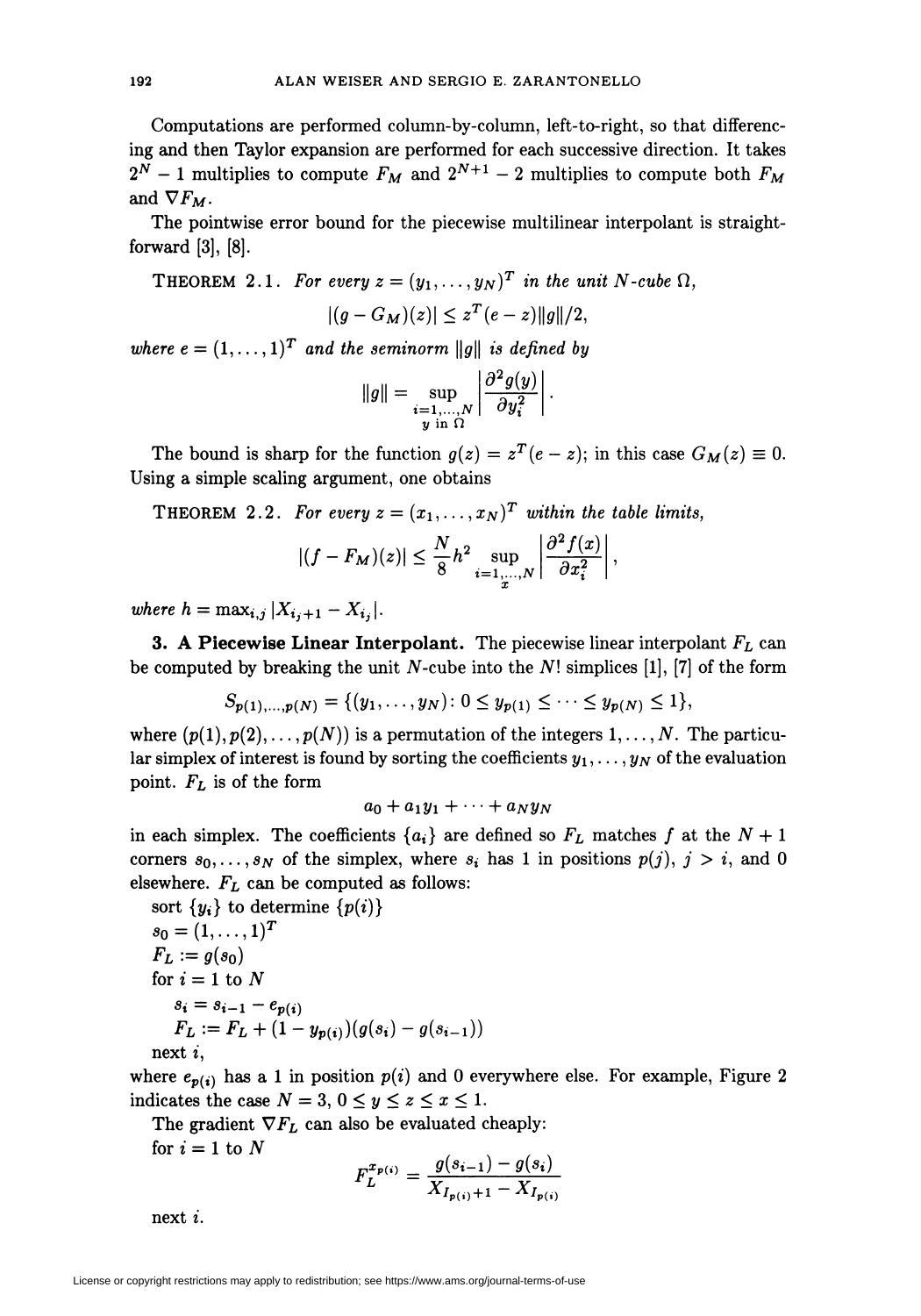Computations are performed column-by-column, left-to-right, so that differencing and then Taylor expansion are performed for each successive direction. It takes $2^N - 1$ multiplies to compute $F_M$ and $2^{N+1} - 2$ multiplies to compute both $F_M$ and $\nabla F_M$.

The pointwise error bound for the piecewise multilinear interpolant is straightforward [3], [8].

THEOREM 2.1. *For every $z = (y_1, \ldots, y_N)^T$ in the unit $N$-cube $\Omega$,*

$$|(g - G_M)(z)| \le z^T(e - z)\|g\|/2,$$

*where $e = (1, \ldots, 1)^T$ and the seminorm $\|g\|$ is defined by*

$$\|g\| = \sup_{\substack{i=1,\ldots,N \\ y \text{ in } \Omega}} \left| \frac{\partial^2 g(y)}{\partial y_i^2} \right|.$$

The bound is sharp for the function $g(z) = z^T(e - z)$; in this case $G_M(z) \equiv 0$. Using a simple scaling argument, one obtains

THEOREM 2.2. *For every $z = (x_1, \ldots, x_N)^T$ within the table limits,*

$$|(f - F_M)(z)| \le \frac{N}{8} h^2 \sup_{\substack{i=1,\ldots,N \\ x}} \left| \frac{\partial^2 f(x)}{\partial x_i^2} \right|,$$

*where $h = \max_{i,j} |X_{i_j+1} - X_{i_j}|$.*

**3. A Piecewise Linear Interpolant.** The piecewise linear interpolant $F_L$ can be computed by breaking the unit $N$-cube into the $N!$ simplices [1], [7] of the form

$$S_{p(1),\ldots,p(N)} = \{(y_1, \ldots, y_N) : 0 \le y_{p(1)} \le \cdots \le y_{p(N)} \le 1\},$$

where $(p(1), p(2), \ldots, p(N))$ is a permutation of the integers $1, \ldots, N$. The particular simplex of interest is found by sorting the coefficients $y_1, \ldots, y_N$ of the evaluation point. $F_L$ is of the form

$$a_0 + a_1 y_1 + \cdots + a_N y_N$$

in each simplex. The coefficients $\{a_i\}$ are defined so $F_L$ matches $f$ at the $N + 1$ corners $s_0, \ldots, s_N$ of the simplex, where $s_i$ has 1 in positions $p(j)$, $j > i$, and 0 elsewhere. $F_L$ can be computed as follows:

sort $\{y_i\}$ to determine $\{p(i)\}$
$s_0 = (1, \ldots, 1)^T$
$F_L := g(s_0)$
for $i = 1$ to $N$
  $s_i = s_{i-1} - e_{p(i)}$
  $F_L := F_L + (1 - y_{p(i)})(g(s_i) - g(s_{i-1}))$
next $i$,

where $e_{p(i)}$ has a 1 in position $p(i)$ and 0 everywhere else. For example, Figure 2 indicates the case $N = 3$, $0 \le y \le z \le x \le 1$.

The gradient $\nabla F_L$ can also be evaluated cheaply:

for $i = 1$ to $N$

$$F_L^{x_{p(i)}} = \frac{g(s_{i-1}) - g(s_i)}{X_{I_{p(i)}+1} - X_{I_{p(i)}}}$$

next $i$.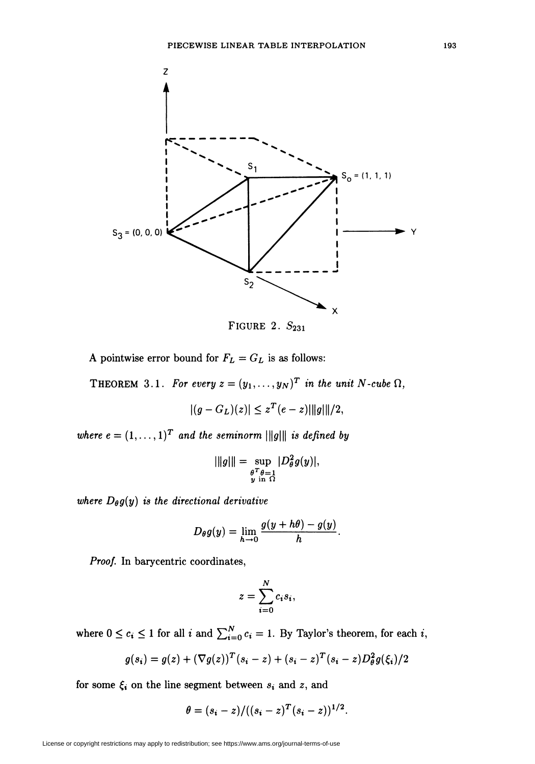FIGURE 2. $S_{231}$

A pointwise error bound for $F_L = G_L$ is as follows:

**THEOREM 3.1.** *For every $z = (y_1, \dots, y_N)^T$ in the unit $N$-cube $\Omega$,*

$$|(g - G_L)(z)| \leq z^T(e - z)|||g|||/2,$$

*where $e = (1, \dots, 1)^T$ and the seminorm $|||g|||$ is defined by*

$$|||g||| = \sup_{\substack{\theta^T\theta = 1 \\ y \text{ in } \Omega}} |D_\theta^2 g(y)|,$$

*where $D_\theta g(y)$ is the directional derivative*

$$D_\theta g(y) = \lim_{h \to 0} \frac{g(y + h\theta) - g(y)}{h}.$$

*Proof.* In barycentric coordinates,

$$z = \sum_{i=0}^{N} c_i s_i,$$

where $0 \leq c_i \leq 1$ for all $i$ and $\sum_{i=0}^{N} c_i = 1$. By Taylor's theorem, for each $i$,

$$g(s_i) = g(z) + (\nabla g(z))^T(s_i - z) + (s_i - z)^T(s_i - z)D_\theta^2 g(\xi_i)/2$$

for some $\xi_i$ on the line segment between $s_i$ and $z$, and

$$\theta = (s_i - z)/((s_i - z)^T(s_i - z))^{1/2}.$$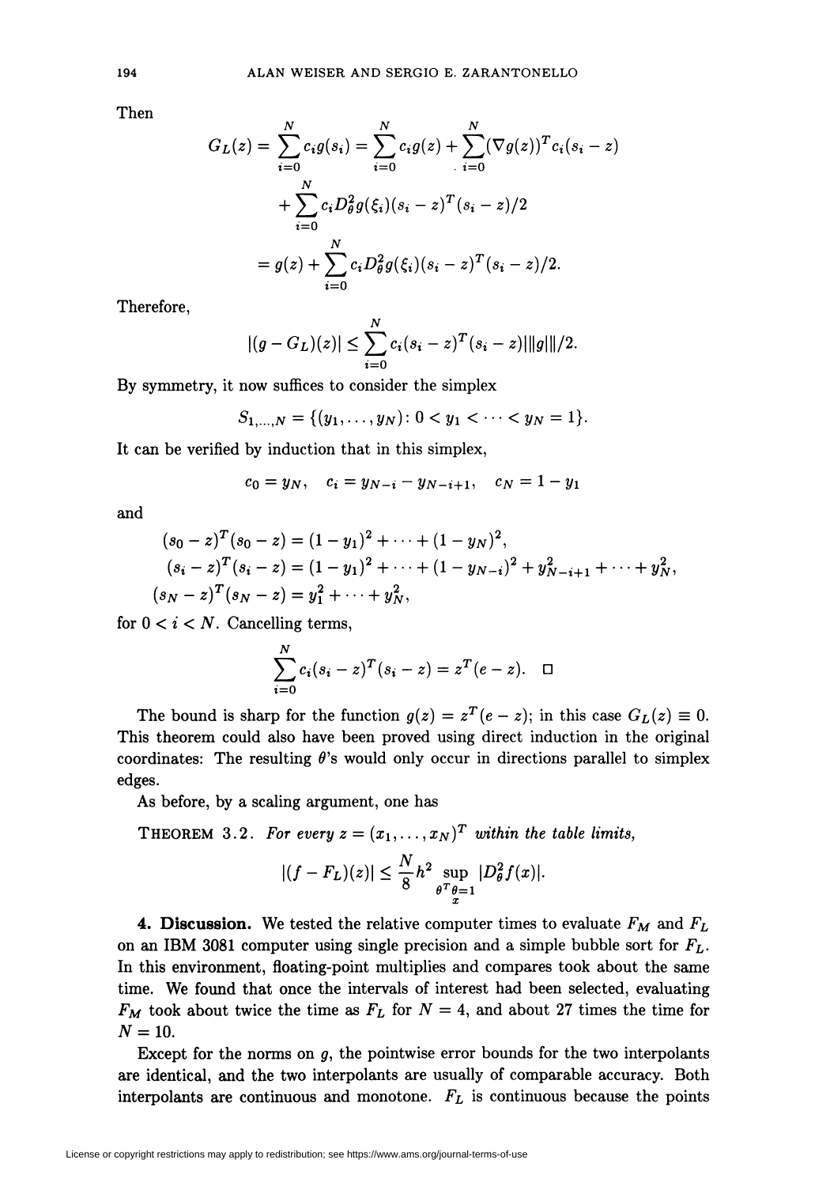Then

$$
\begin{aligned}
G_L(z) &= \sum_{i=0}^{N} c_i g(s_i) = \sum_{i=0}^{N} c_i g(z) + \sum_{i=0}^{N} (\nabla g(z))^T c_i (s_i - z) \\
&\quad + \sum_{i=0}^{N} c_i D_\theta^2 g(\xi_i)(s_i - z)^T (s_i - z)/2 \\
&= g(z) + \sum_{i=0}^{N} c_i D_\theta^2 g(\xi_i)(s_i - z)^T (s_i - z)/2.
\end{aligned}
$$

Therefore,

$$
|(g - G_L)(z)| \le \sum_{i=0}^{N} c_i (s_i - z)^T (s_i - z) |||g|||/2.
$$

By symmetry, it now suffices to consider the simplex

$$
S_{1,\ldots,N} = \{(y_1, \ldots, y_N) \colon 0 < y_1 < \cdots < y_N = 1\}.
$$

It can be verified by induction that in this simplex,

$$
c_0 = y_N, \quad c_i = y_{N-i} - y_{N-i+1}, \quad c_N = 1 - y_1
$$

and

$$
\begin{aligned}
(s_0 - z)^T (s_0 - z) &= (1 - y_1)^2 + \cdots + (1 - y_N)^2, \\
(s_i - z)^T (s_i - z) &= (1 - y_1)^2 + \cdots + (1 - y_{N-i})^2 + y_{N-i+1}^2 + \cdots + y_N^2, \\
(s_N - z)^T (s_N - z) &= y_1^2 + \cdots + y_N^2,
\end{aligned}
$$

for $0 < i < N$. Cancelling terms,

$$
\sum_{i=0}^{N} c_i (s_i - z)^T (s_i - z) = z^T (e - z). \quad \square
$$

The bound is sharp for the function $g(z) = z^T(e - z)$; in this case $G_L(z) \equiv 0$. This theorem could also have been proved using direct induction in the original coordinates: The resulting $\theta$'s would only occur in directions parallel to simplex edges.

As before, by a scaling argument, one has

THEOREM 3.2. *For every $z = (x_1, \ldots, x_N)^T$ within the table limits,*

$$
|(f - F_L)(z)| \le \frac{N}{8} h^2 \sup_{\substack{\theta^T\theta = 1 \\ x}} |D_\theta^2 f(x)|.
$$

**4. Discussion.** We tested the relative computer times to evaluate $F_M$ and $F_L$ on an IBM 3081 computer using single precision and a simple bubble sort for $F_L$. In this environment, floating-point multiplies and compares took about the same time. We found that once the intervals of interest had been selected, evaluating $F_M$ took about twice the time as $F_L$ for $N = 4$, and about 27 times the time for $N = 10$.

Except for the norms on $g$, the pointwise error bounds for the two interpolants are identical, and the two interpolants are usually of comparable accuracy. Both interpolants are continuous and monotone. $F_L$ is continuous because the points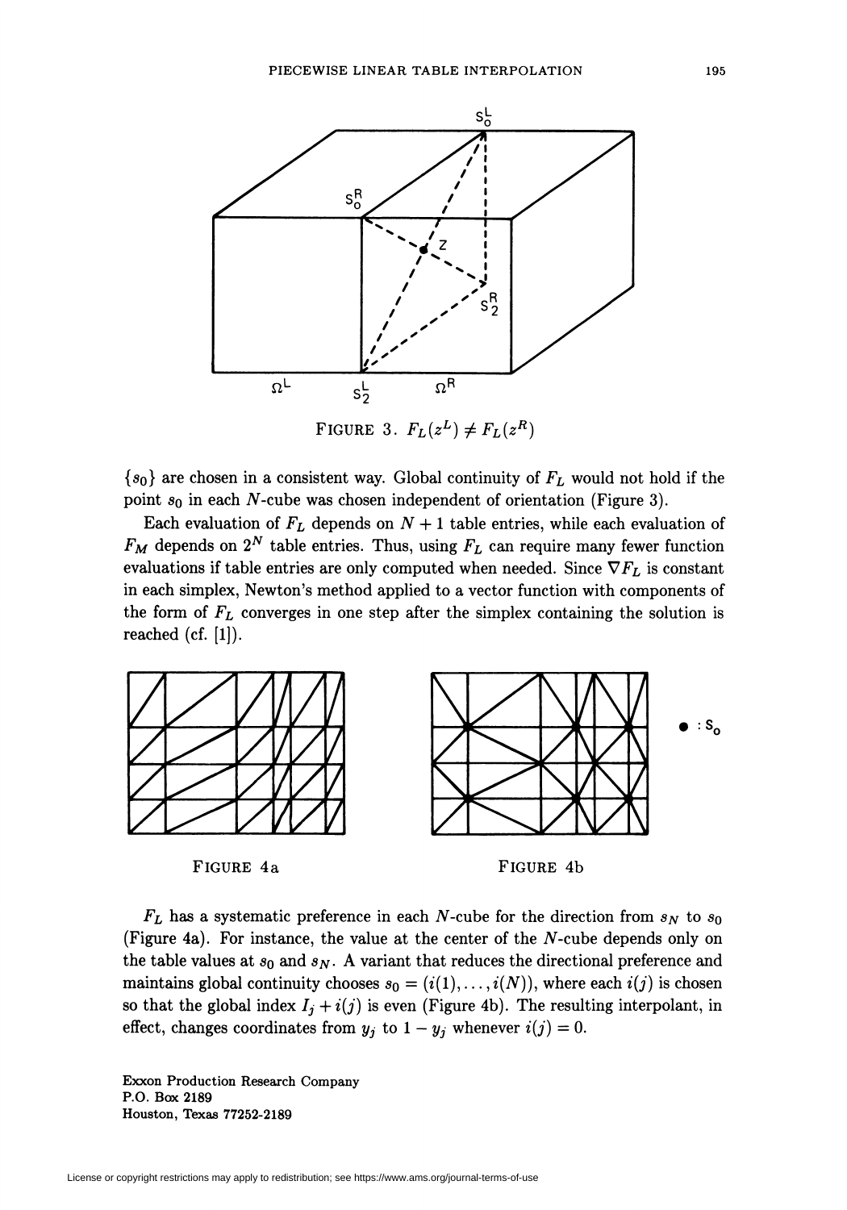FIGURE 3. $F_L(z^L) \neq F_L(z^R)$

$\{s_0\}$ are chosen in a consistent way. Global continuity of $F_L$ would not hold if the point $s_0$ in each $N$-cube was chosen independent of orientation (Figure 3).

Each evaluation of $F_L$ depends on $N+1$ table entries, while each evaluation of $F_M$ depends on $2^N$ table entries. Thus, using $F_L$ can require many fewer function evaluations if table entries are only computed when needed. Since $\nabla F_L$ is constant in each simplex, Newton's method applied to a vector function with components of the form of $F_L$ converges in one step after the simplex containing the solution is reached (cf. [1]).

FIGURE 4a

FIGURE 4b

$F_L$ has a systematic preference in each $N$-cube for the direction from $s_N$ to $s_0$ (Figure 4a). For instance, the value at the center of the $N$-cube depends only on the table values at $s_0$ and $s_N$. A variant that reduces the directional preference and maintains global continuity chooses $s_0 = (i(1), \ldots, i(N))$, where each $i(j)$ is chosen so that the global index $I_j + i(j)$ is even (Figure 4b). The resulting interpolant, in effect, changes coordinates from $y_j$ to $1 - y_j$ whenever $i(j) = 0$.

Exxon Production Research Company
P.O. Box 2189
Houston, Texas 77252-2189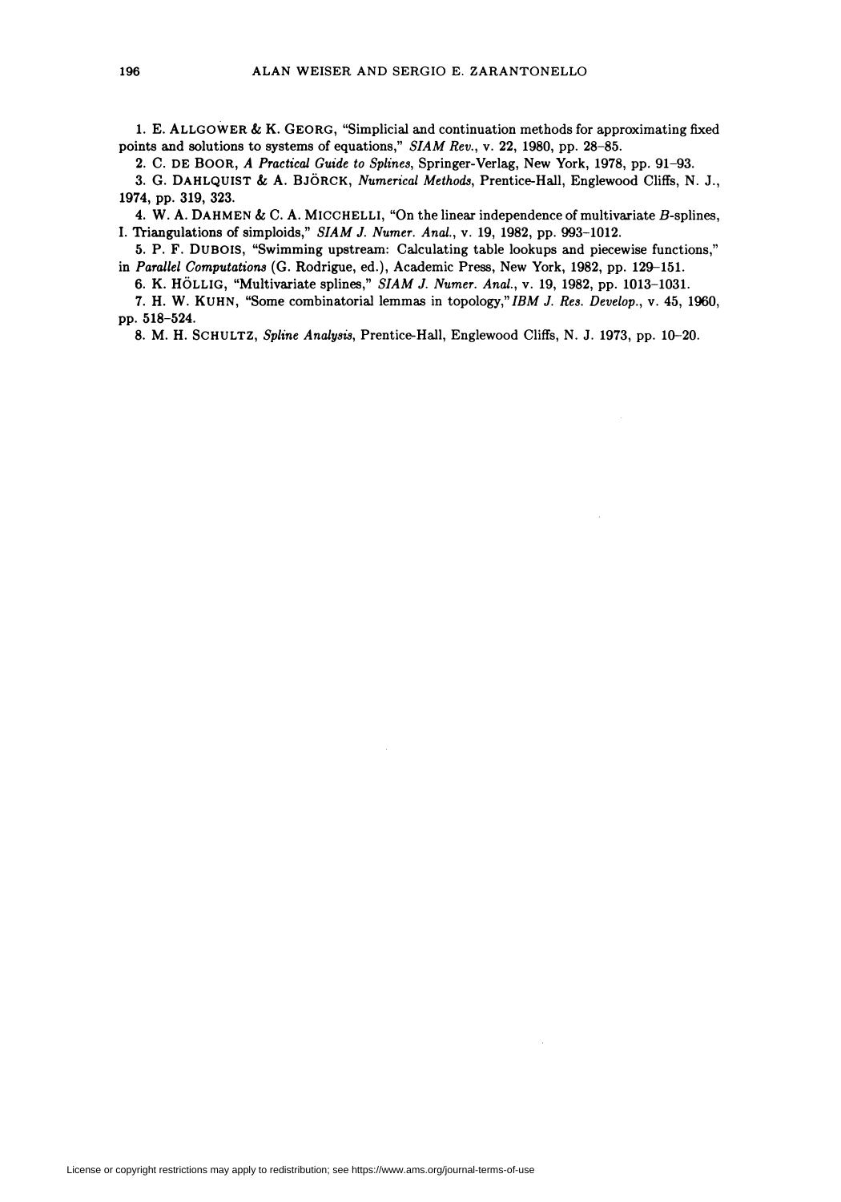1. E. ALLGOWER & K. GEORG, "Simplicial and continuation methods for approximating fixed points and solutions to systems of equations," *SIAM Rev.*, v. 22, 1980, pp. 28–85.

2. C. DE BOOR, *A Practical Guide to Splines*, Springer-Verlag, New York, 1978, pp. 91–93.

3. G. DAHLQUIST & A. BJÖRCK, *Numerical Methods*, Prentice-Hall, Englewood Cliffs, N. J., 1974, pp. 319, 323.

4. W. A. DAHMEN & C. A. MICCHELLI, "On the linear independence of multivariate $B$-splines, I. Triangulations of simploids," *SIAM J. Numer. Anal.*, v. 19, 1982, pp. 993–1012.

5. P. F. DUBOIS, "Swimming upstream: Calculating table lookups and piecewise functions," in *Parallel Computations* (G. Rodrigue, ed.), Academic Press, New York, 1982, pp. 129–151.

6. K. HÖLLIG, "Multivariate splines," *SIAM J. Numer. Anal.*, v. 19, 1982, pp. 1013–1031.

7. H. W. KUHN, "Some combinatorial lemmas in topology," *IBM J. Res. Develop.*, v. 45, 1960, pp. 518–524.

8. M. H. SCHULTZ, *Spline Analysis*, Prentice-Hall, Englewood Cliffs, N. J. 1973, pp. 10–20.